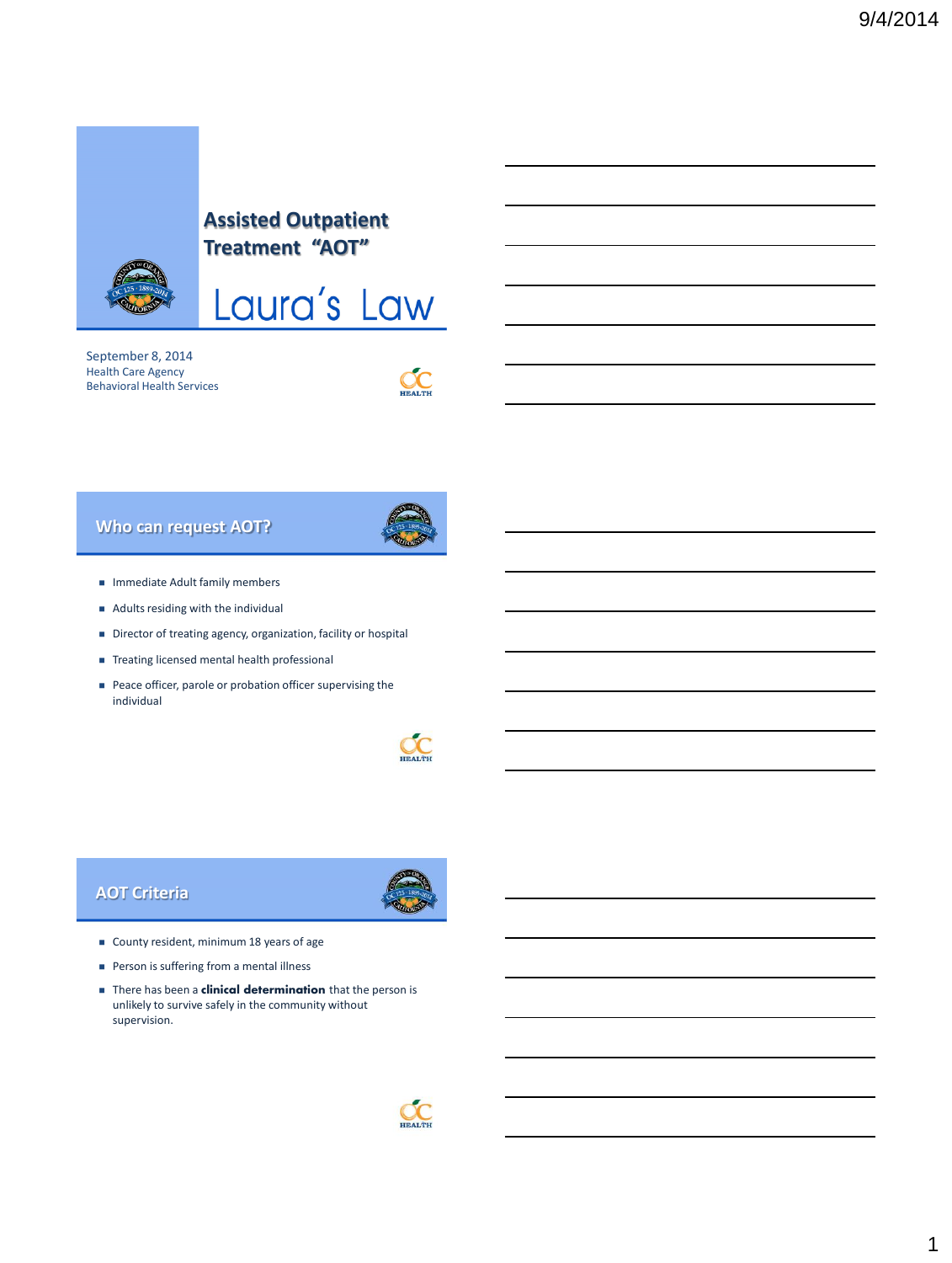# Assisted Outpatient Treatment "AOT"

# Laura's Law

September 8, 2014
Health Care Agency
Behavioral Health Services

## Who can request AOT?

- Immediate Adult family members
- Adults residing with the individual
- Director of treating agency, organization, facility or hospital
- Treating licensed mental health professional
- Peace officer, parole or probation officer supervising the individual

## AOT Criteria

- County resident, minimum 18 years of age
- Person is suffering from a mental illness
- There has been a **clinical determination** that the person is unlikely to survive safely in the community without supervision.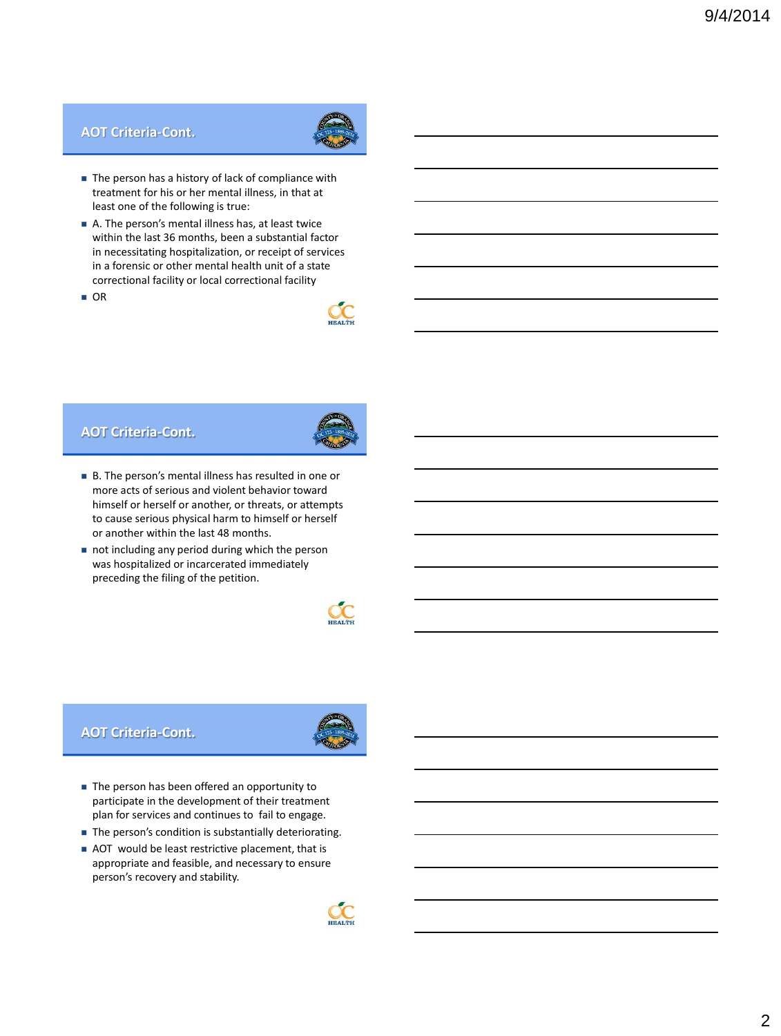## AOT Criteria-Cont.

- The person has a history of lack of compliance with treatment for his or her mental illness, in that at least one of the following is true:
- A. The person's mental illness has, at least twice within the last 36 months, been a substantial factor in necessitating hospitalization, or receipt of services in a forensic or other mental health unit of a state correctional facility or local correctional facility
- OR

## AOT Criteria-Cont.

- B. The person's mental illness has resulted in one or more acts of serious and violent behavior toward himself or herself or another, or threats, or attempts to cause serious physical harm to himself or herself or another within the last 48 months.
- not including any period during which the person was hospitalized or incarcerated immediately preceding the filing of the petition.

## AOT Criteria-Cont.

- The person has been offered an opportunity to participate in the development of their treatment plan for services and continues to fail to engage.
- The person's condition is substantially deteriorating.
- AOT would be least restrictive placement, that is appropriate and feasible, and necessary to ensure person's recovery and stability.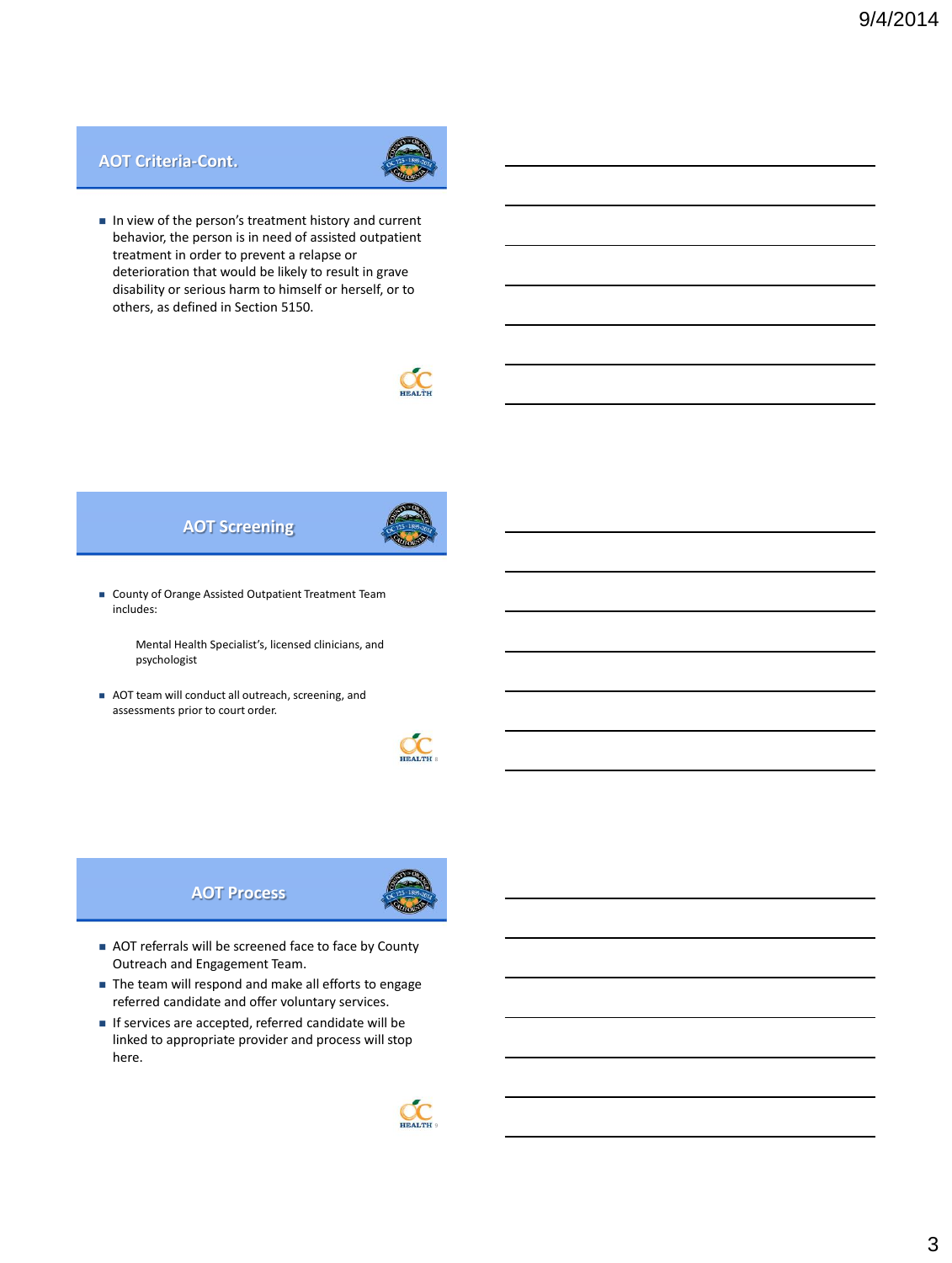## AOT Criteria-Cont.

- In view of the person's treatment history and current behavior, the person is in need of assisted outpatient treatment in order to prevent a relapse or deterioration that would be likely to result in grave disability or serious harm to himself or herself, or to others, as defined in Section 5150.

## AOT Screening

- County of Orange Assisted Outpatient Treatment Team includes:

  Mental Health Specialist's, licensed clinicians, and psychologist

- AOT team will conduct all outreach, screening, and assessments prior to court order.

## AOT Process

- AOT referrals will be screened face to face by County Outreach and Engagement Team.
- The team will respond and make all efforts to engage referred candidate and offer voluntary services.
- If services are accepted, referred candidate will be linked to appropriate provider and process will stop here.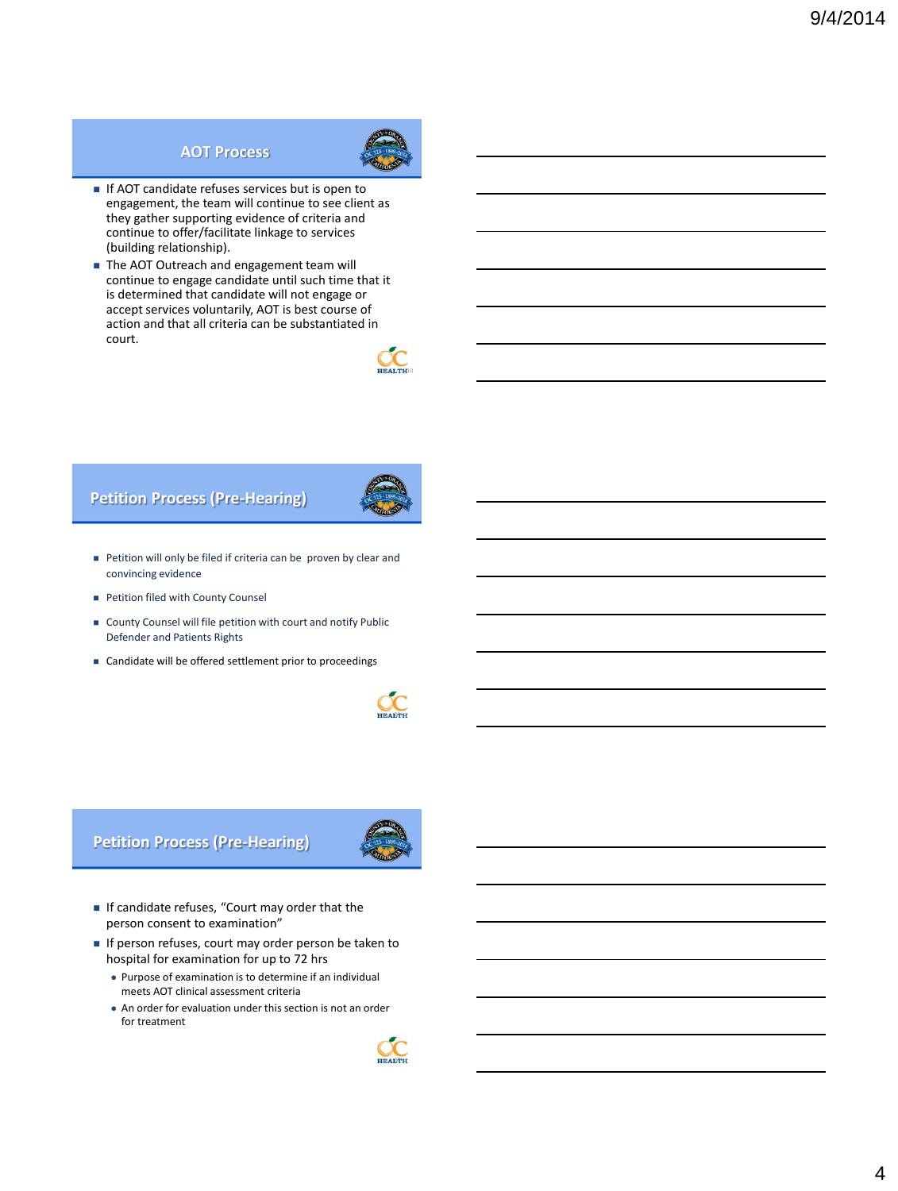## AOT Process

- If AOT candidate refuses services but is open to engagement, the team will continue to see client as they gather supporting evidence of criteria and continue to offer/facilitate linkage to services (building relationship).
- The AOT Outreach and engagement team will continue to engage candidate until such time that it is determined that candidate will not engage or accept services voluntarily, AOT is best course of action and that all criteria can be substantiated in court.

## Petition Process (Pre-Hearing)

- Petition will only be filed if criteria can be proven by clear and convincing evidence
- Petition filed with County Counsel
- County Counsel will file petition with court and notify Public Defender and Patients Rights
- Candidate will be offered settlement prior to proceedings

## Petition Process (Pre-Hearing)

- If candidate refuses, "Court may order that the person consent to examination"
- If person refuses, court may order person be taken to hospital for examination for up to 72 hrs
  - Purpose of examination is to determine if an individual meets AOT clinical assessment criteria
  - An order for evaluation under this section is not an order for treatment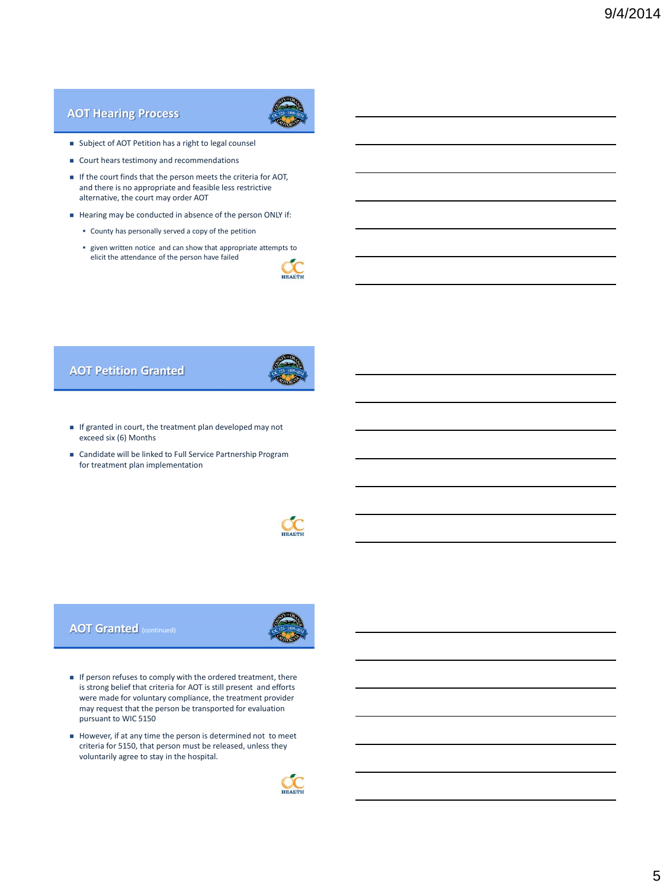## AOT Hearing Process

- Subject of AOT Petition has a right to legal counsel
- Court hears testimony and recommendations
- If the court finds that the person meets the criteria for AOT, and there is no appropriate and feasible less restrictive alternative, the court may order AOT
- Hearing may be conducted in absence of the person ONLY if:
  - County has personally served a copy of the petition
  - given written notice and can show that appropriate attempts to elicit the attendance of the person have failed

## AOT Petition Granted

- If granted in court, the treatment plan developed may not exceed six (6) Months
- Candidate will be linked to Full Service Partnership Program for treatment plan implementation

## AOT Granted (continued)

- If person refuses to comply with the ordered treatment, there is strong belief that criteria for AOT is still present and efforts were made for voluntary compliance, the treatment provider may request that the person be transported for evaluation pursuant to WIC 5150
- However, if at any time the person is determined not to meet criteria for 5150, that person must be released, unless they voluntarily agree to stay in the hospital.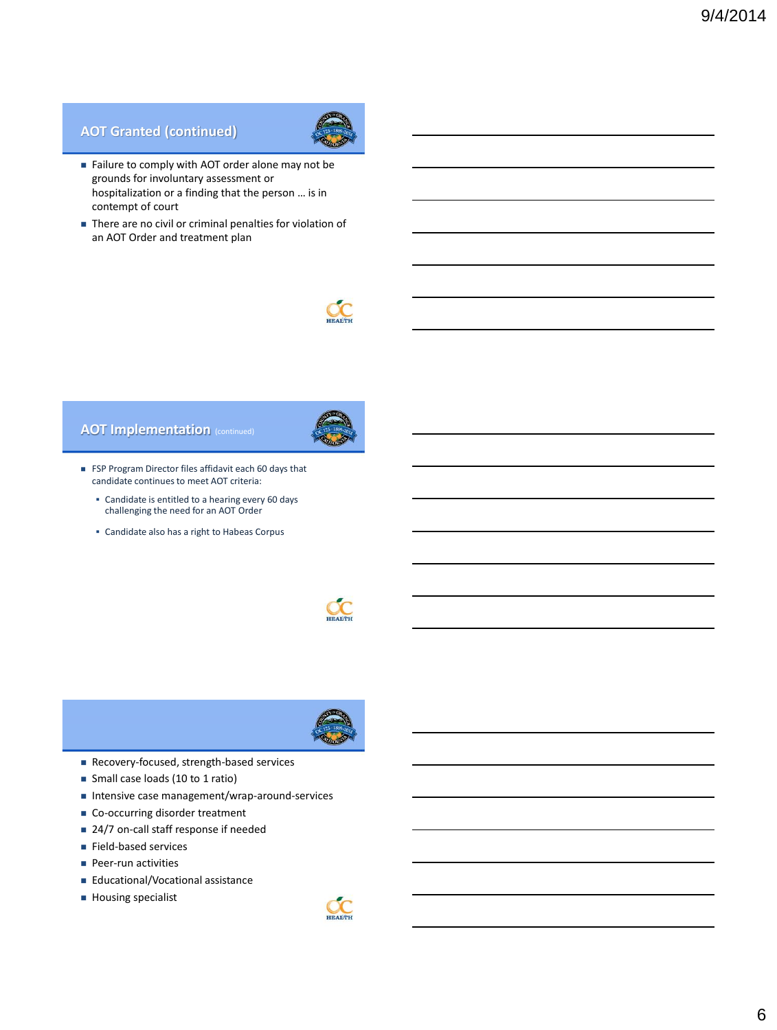## AOT Granted (continued)

- Failure to comply with AOT order alone may not be grounds for involuntary assessment or hospitalization or a finding that the person … is in contempt of court
- There are no civil or criminal penalties for violation of an AOT Order and treatment plan

## AOT Implementation (continued)

- FSP Program Director files affidavit each 60 days that candidate continues to meet AOT criteria:
  - Candidate is entitled to a hearing every 60 days challenging the need for an AOT Order
  - Candidate also has a right to Habeas Corpus

- Recovery-focused, strength-based services
- Small case loads (10 to 1 ratio)
- Intensive case management/wrap-around-services
- Co-occurring disorder treatment
- 24/7 on-call staff response if needed
- Field-based services
- Peer-run activities
- Educational/Vocational assistance
- Housing specialist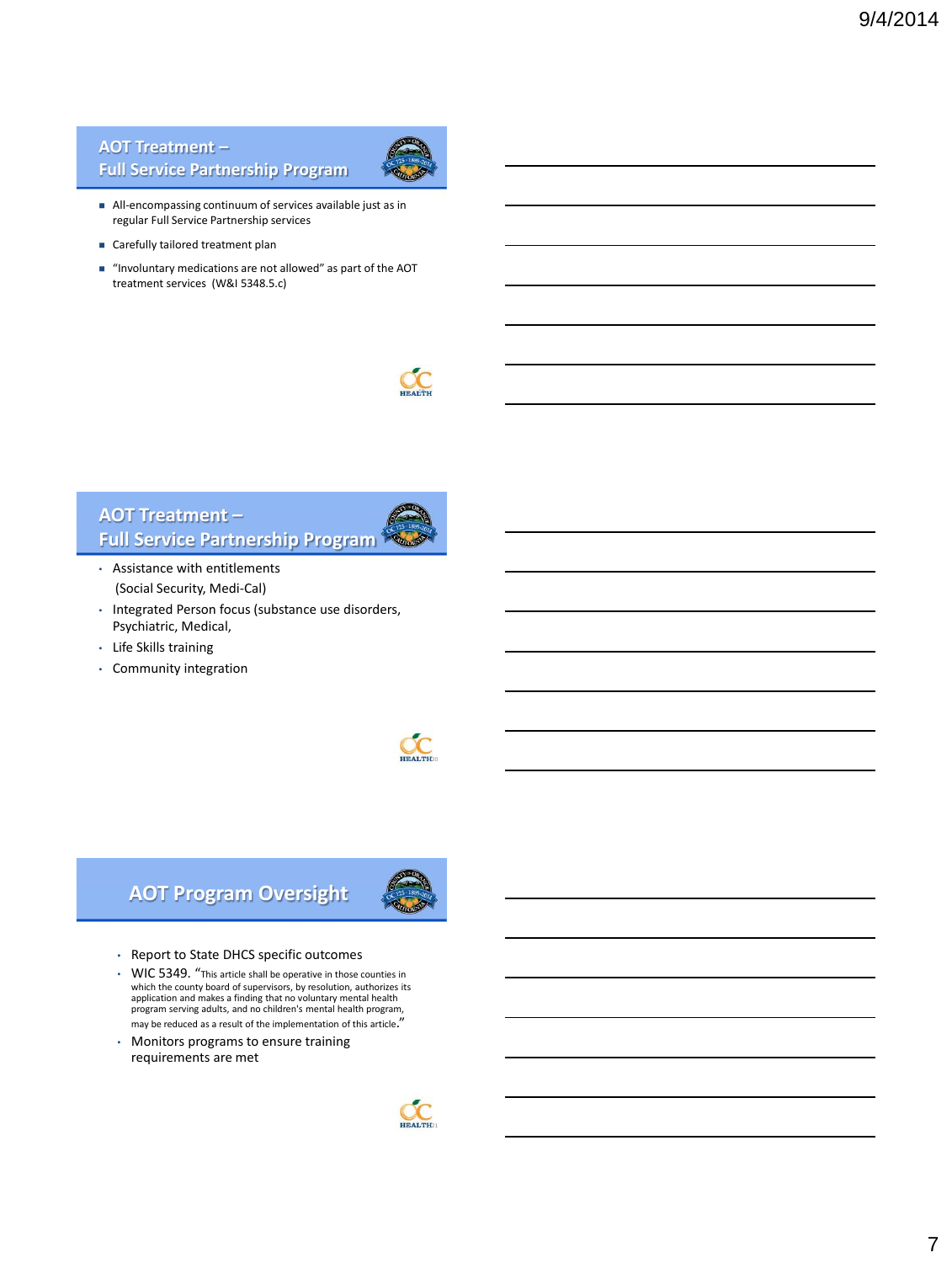## AOT Treatment – Full Service Partnership Program

- All-encompassing continuum of services available just as in regular Full Service Partnership services
- Carefully tailored treatment plan
- "Involuntary medications are not allowed" as part of the AOT treatment services (W&I 5348.5.c)

## AOT Treatment – Full Service Partnership Program

- Assistance with entitlements (Social Security, Medi-Cal)
- Integrated Person focus (substance use disorders, Psychiatric, Medical,
- Life Skills training
- Community integration

## AOT Program Oversight

- Report to State DHCS specific outcomes
- WIC 5349. "This article shall be operative in those counties in which the county board of supervisors, by resolution, authorizes its application and makes a finding that no voluntary mental health program serving adults, and no children's mental health program, may be reduced as a result of the implementation of this article."
- Monitors programs to ensure training requirements are met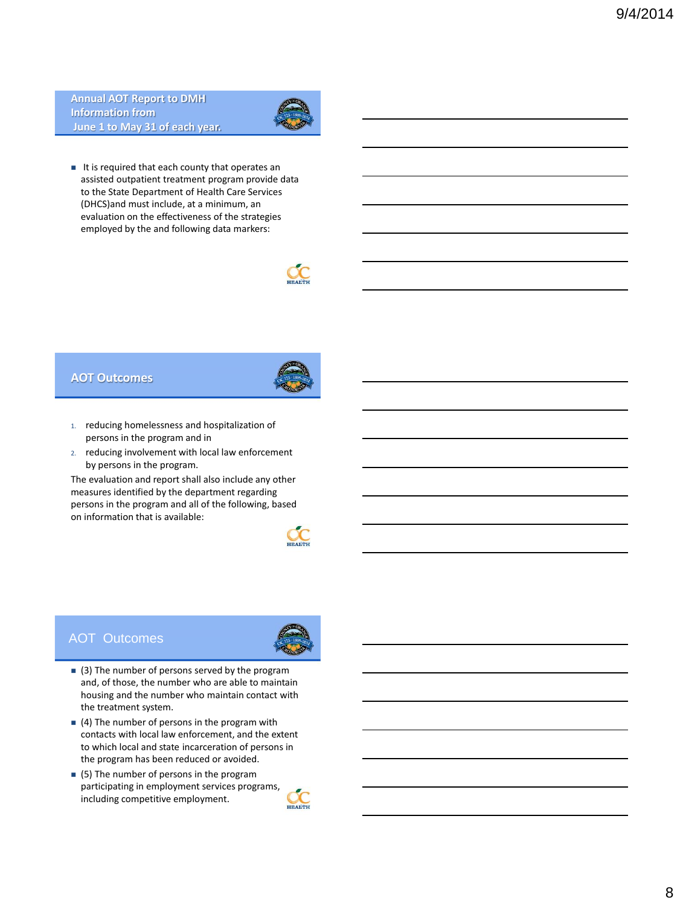## Annual AOT Report to DMH Information from June 1 to May 31 of each year.

- It is required that each county that operates an assisted outpatient treatment program provide data to the State Department of Health Care Services (DHCS)and must include, at a minimum, an evaluation on the effectiveness of the strategies employed by the and following data markers:

## AOT Outcomes

1. reducing homelessness and hospitalization of persons in the program and in
2. reducing involvement with local law enforcement by persons in the program.

The evaluation and report shall also include any other measures identified by the department regarding persons in the program and all of the following, based on information that is available:

## AOT Outcomes

- (3) The number of persons served by the program and, of those, the number who are able to maintain housing and the number who maintain contact with the treatment system.
- (4) The number of persons in the program with contacts with local law enforcement, and the extent to which local and state incarceration of persons in the program has been reduced or avoided.
- (5) The number of persons in the program participating in employment services programs, including competitive employment.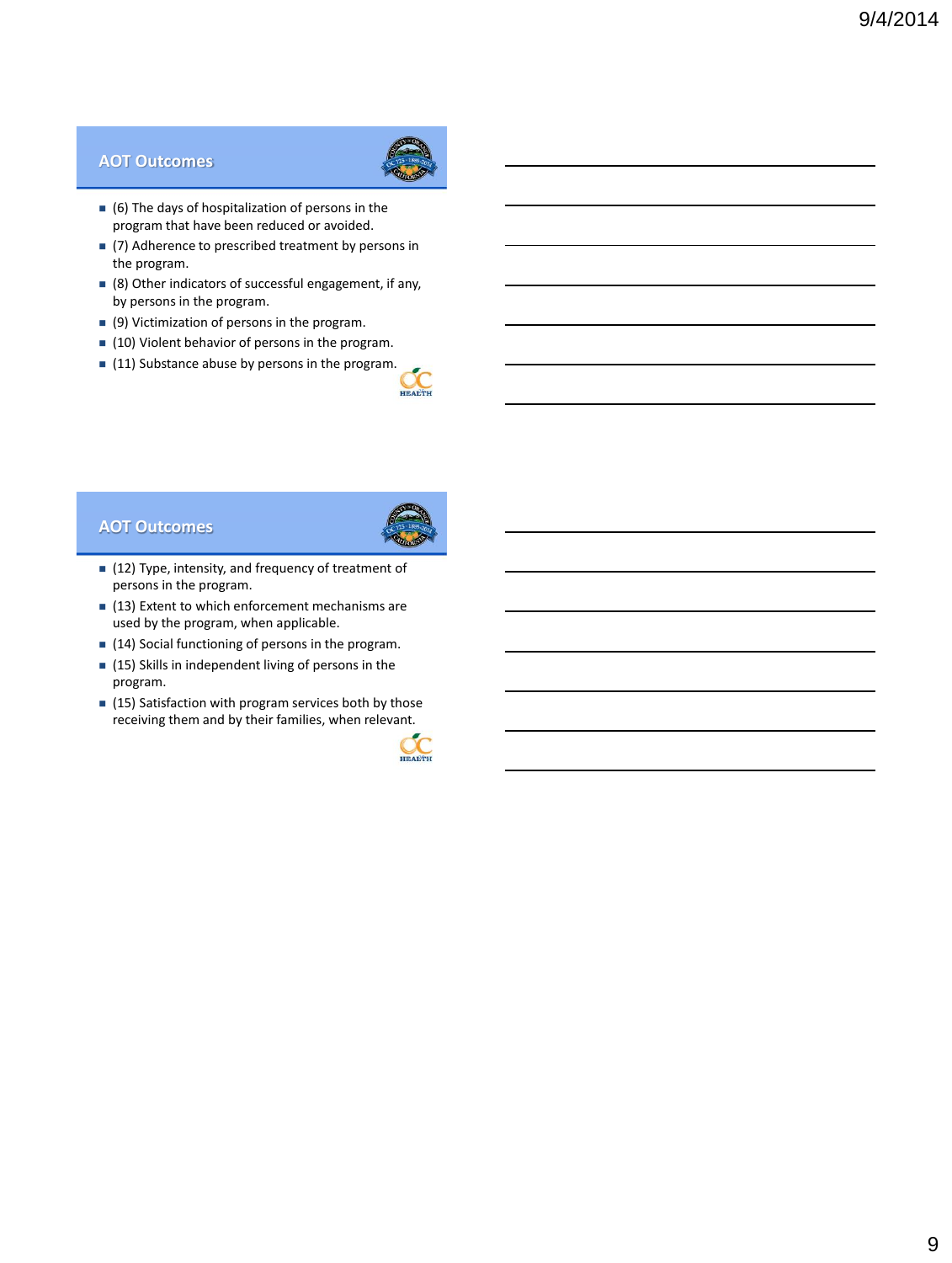## AOT Outcomes

- (6) The days of hospitalization of persons in the program that have been reduced or avoided.
- (7) Adherence to prescribed treatment by persons in the program.
- (8) Other indicators of successful engagement, if any, by persons in the program.
- (9) Victimization of persons in the program.
- (10) Violent behavior of persons in the program.
- (11) Substance abuse by persons in the program.

## AOT Outcomes

- (12) Type, intensity, and frequency of treatment of persons in the program.
- (13) Extent to which enforcement mechanisms are used by the program, when applicable.
- (14) Social functioning of persons in the program.
- (15) Skills in independent living of persons in the program.
- (15) Satisfaction with program services both by those receiving them and by their families, when relevant.